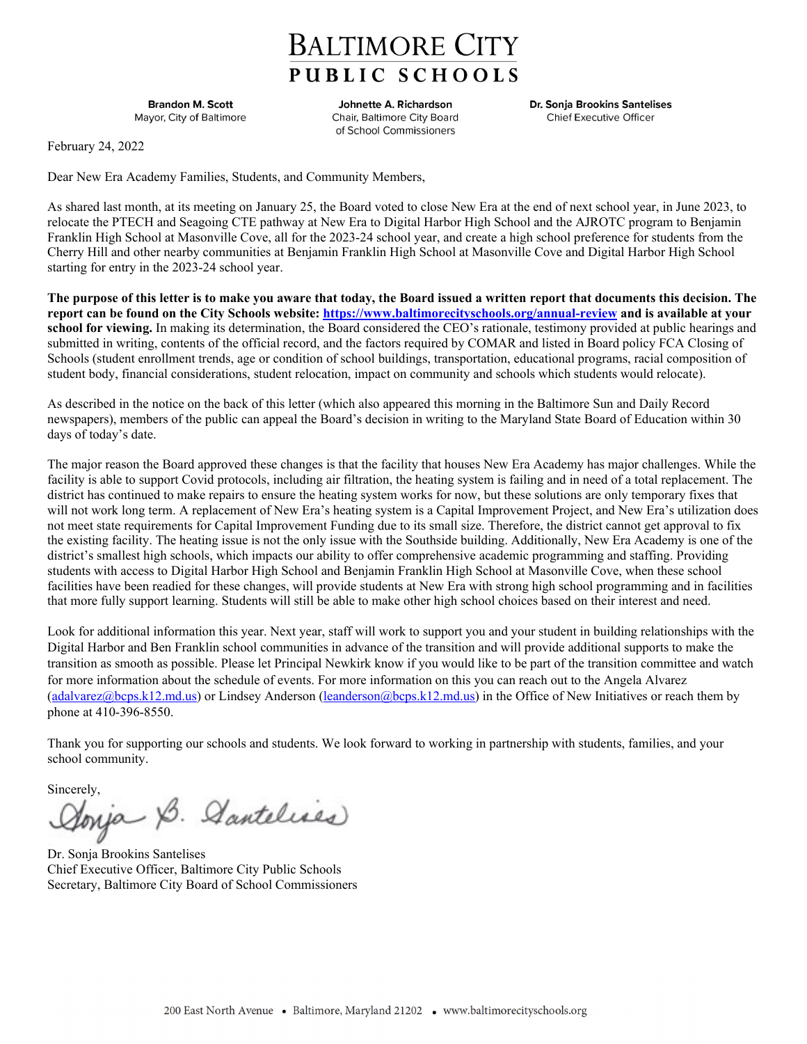# BALTIMORE CITY PUBLIC SCHOOLS

**Brandon M. Scott**
Mayor, City of Baltimore

**Johnette A. Richardson**
Chair, Baltimore City Board of School Commissioners

**Dr. Sonja Brookins Santelises**
Chief Executive Officer

February 24, 2022

Dear New Era Academy Families, Students, and Community Members,

As shared last month, at its meeting on January 25, the Board voted to close New Era at the end of next school year, in June 2023, to relocate the PTECH and Seagoing CTE pathway at New Era to Digital Harbor High School and the AJROTC program to Benjamin Franklin High School at Masonville Cove, all for the 2023-24 school year, and create a high school preference for students from the Cherry Hill and other nearby communities at Benjamin Franklin High School at Masonville Cove and Digital Harbor High School starting for entry in the 2023-24 school year.

**The purpose of this letter is to make you aware that today, the Board issued a written report that documents this decision. The report can be found on the City Schools website: [https://www.baltimorecityschools.org/annual-review](https://www.baltimorecityschools.org/annual-review) and is available at your school for viewing.** In making its determination, the Board considered the CEO's rationale, testimony provided at public hearings and submitted in writing, contents of the official record, and the factors required by COMAR and listed in Board policy FCA Closing of Schools (student enrollment trends, age or condition of school buildings, transportation, educational programs, racial composition of student body, financial considerations, student relocation, impact on community and schools which students would relocate).

As described in the notice on the back of this letter (which also appeared this morning in the Baltimore Sun and Daily Record newspapers), members of the public can appeal the Board's decision in writing to the Maryland State Board of Education within 30 days of today's date.

The major reason the Board approved these changes is that the facility that houses New Era Academy has major challenges. While the facility is able to support Covid protocols, including air filtration, the heating system is failing and in need of a total replacement. The district has continued to make repairs to ensure the heating system works for now, but these solutions are only temporary fixes that will not work long term. A replacement of New Era's heating system is a Capital Improvement Project, and New Era's utilization does not meet state requirements for Capital Improvement Funding due to its small size. Therefore, the district cannot get approval to fix the existing facility. The heating issue is not the only issue with the Southside building. Additionally, New Era Academy is one of the district's smallest high schools, which impacts our ability to offer comprehensive academic programming and staffing. Providing students with access to Digital Harbor High School and Benjamin Franklin High School at Masonville Cove, when these school facilities have been readied for these changes, will provide students at New Era with strong high school programming and in facilities that more fully support learning. Students will still be able to make other high school choices based on their interest and need.

Look for additional information this year. Next year, staff will work to support you and your student in building relationships with the Digital Harbor and Ben Franklin school communities in advance of the transition and will provide additional supports to make the transition as smooth as possible. Please let Principal Newkirk know if you would like to be part of the transition committee and watch for more information about the schedule of events. For more information on this you can reach out to the Angela Alvarez ([adalvarez@bcps.k12.md.us](mailto:adalvarez@bcps.k12.md.us)) or Lindsey Anderson ([leanderson@bcps.k12.md.us](mailto:leanderson@bcps.k12.md.us)) in the Office of New Initiatives or reach them by phone at 410-396-8550.

Thank you for supporting our schools and students. We look forward to working in partnership with students, families, and your school community.

Sincerely,

Dr. Sonja Brookins Santelises
Chief Executive Officer, Baltimore City Public Schools
Secretary, Baltimore City Board of School Commissioners

200 East North Avenue • Baltimore, Maryland 21202 • www.baltimorecityschools.org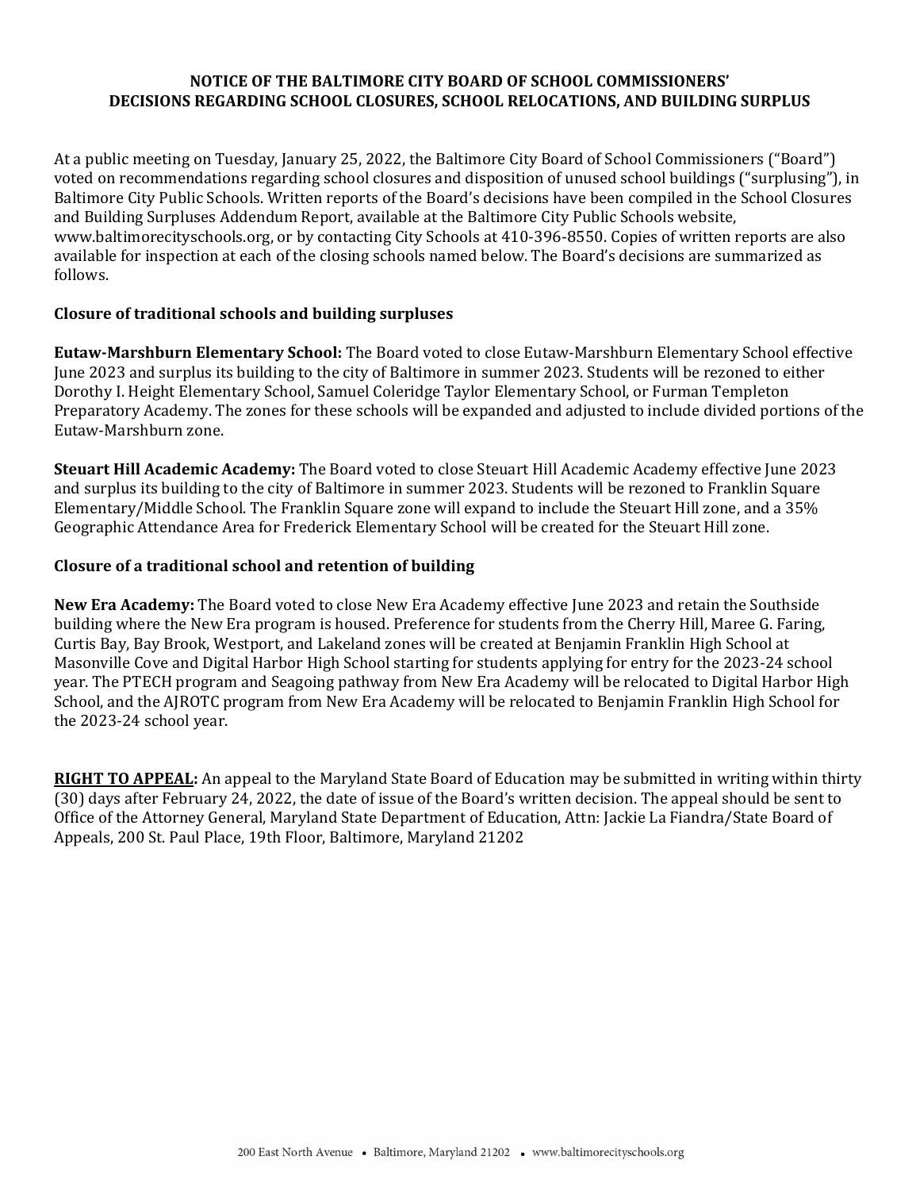**NOTICE OF THE BALTIMORE CITY BOARD OF SCHOOL COMMISSIONERS' DECISIONS REGARDING SCHOOL CLOSURES, SCHOOL RELOCATIONS, AND BUILDING SURPLUS**

At a public meeting on Tuesday, January 25, 2022, the Baltimore City Board of School Commissioners ("Board") voted on recommendations regarding school closures and disposition of unused school buildings ("surplusing"), in Baltimore City Public Schools. Written reports of the Board's decisions have been compiled in the School Closures and Building Surpluses Addendum Report, available at the Baltimore City Public Schools website, www.baltimorecityschools.org, or by contacting City Schools at 410-396-8550. Copies of written reports are also available for inspection at each of the closing schools named below. The Board's decisions are summarized as follows.

**Closure of traditional schools and building surpluses**

**Eutaw-Marshburn Elementary School:** The Board voted to close Eutaw-Marshburn Elementary School effective June 2023 and surplus its building to the city of Baltimore in summer 2023. Students will be rezoned to either Dorothy I. Height Elementary School, Samuel Coleridge Taylor Elementary School, or Furman Templeton Preparatory Academy. The zones for these schools will be expanded and adjusted to include divided portions of the Eutaw-Marshburn zone.

**Steuart Hill Academic Academy:** The Board voted to close Steuart Hill Academic Academy effective June 2023 and surplus its building to the city of Baltimore in summer 2023. Students will be rezoned to Franklin Square Elementary/Middle School. The Franklin Square zone will expand to include the Steuart Hill zone, and a 35% Geographic Attendance Area for Frederick Elementary School will be created for the Steuart Hill zone.

**Closure of a traditional school and retention of building**

**New Era Academy:** The Board voted to close New Era Academy effective June 2023 and retain the Southside building where the New Era program is housed. Preference for students from the Cherry Hill, Maree G. Faring, Curtis Bay, Bay Brook, Westport, and Lakeland zones will be created at Benjamin Franklin High School at Masonville Cove and Digital Harbor High School starting for students applying for entry for the 2023-24 school year. The PTECH program and Seagoing pathway from New Era Academy will be relocated to Digital Harbor High School, and the AJROTC program from New Era Academy will be relocated to Benjamin Franklin High School for the 2023-24 school year.

**RIGHT TO APPEAL:** An appeal to the Maryland State Board of Education may be submitted in writing within thirty (30) days after February 24, 2022, the date of issue of the Board's written decision. The appeal should be sent to Office of the Attorney General, Maryland State Department of Education, Attn: Jackie La Fiandra/State Board of Appeals, 200 St. Paul Place, 19th Floor, Baltimore, Maryland 21202